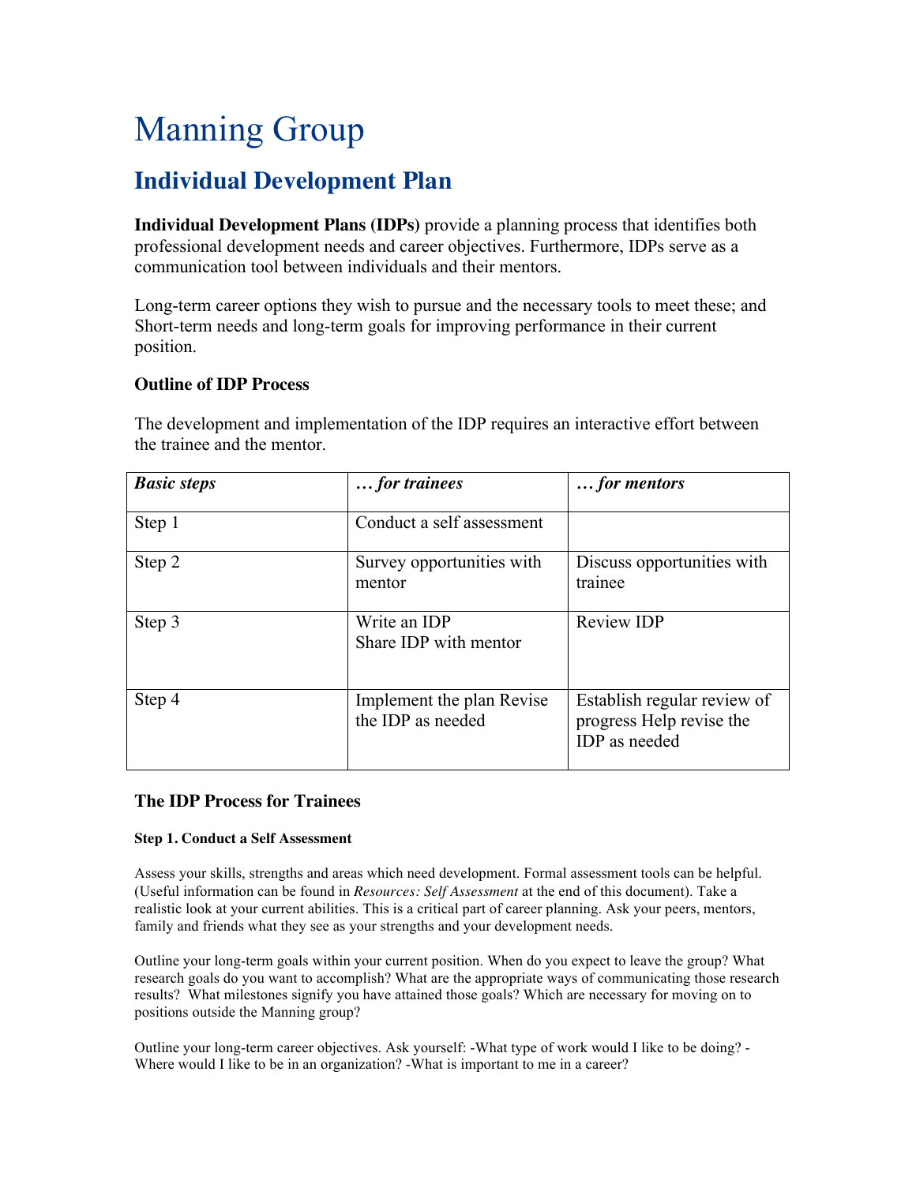# Manning Group

## Individual Development Plan

**Individual Development Plans (IDPs)** provide a planning process that identifies both professional development needs and career objectives. Furthermore, IDPs serve as a communication tool between individuals and their mentors.

Long-term career options they wish to pursue and the necessary tools to meet these; and Short-term needs and long-term goals for improving performance in their current position.

### Outline of IDP Process

The development and implementation of the IDP requires an interactive effort between the trainee and the mentor.

| ***Basic steps*** | ***… for trainees*** | ***… for mentors*** |
|---|---|---|
| Step 1 | Conduct a self assessment | |
| Step 2 | Survey opportunities with mentor | Discuss opportunities with trainee |
| Step 3 | Write an IDP<br>Share IDP with mentor | Review IDP |
| Step 4 | Implement the plan Revise the IDP as needed | Establish regular review of progress Help revise the IDP as needed |

### The IDP Process for Trainees

#### Step 1. Conduct a Self Assessment

Assess your skills, strengths and areas which need development. Formal assessment tools can be helpful. (Useful information can be found in *Resources: Self Assessment* at the end of this document). Take a realistic look at your current abilities. This is a critical part of career planning. Ask your peers, mentors, family and friends what they see as your strengths and your development needs.

Outline your long-term goals within your current position. When do you expect to leave the group? What research goals do you want to accomplish? What are the appropriate ways of communicating those research results? What milestones signify you have attained those goals? Which are necessary for moving on to positions outside the Manning group?

Outline your long-term career objectives. Ask yourself: -What type of work would I like to be doing? -Where would I like to be in an organization? -What is important to me in a career?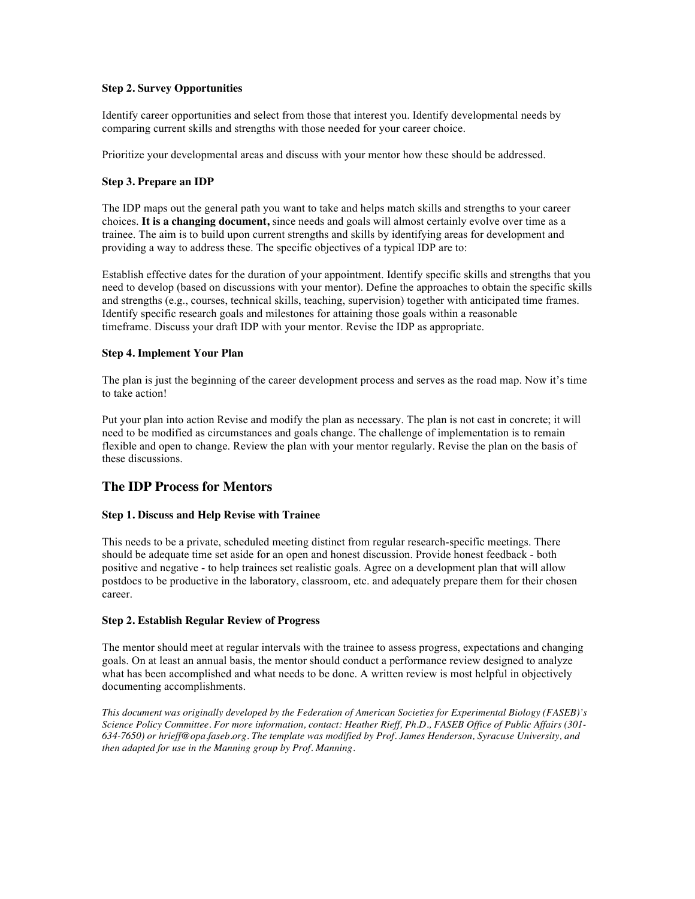**Step 2. Survey Opportunities**

Identify career opportunities and select from those that interest you. Identify developmental needs by comparing current skills and strengths with those needed for your career choice.

Prioritize your developmental areas and discuss with your mentor how these should be addressed.

**Step 3. Prepare an IDP**

The IDP maps out the general path you want to take and helps match skills and strengths to your career choices. **It is a changing document,** since needs and goals will almost certainly evolve over time as a trainee. The aim is to build upon current strengths and skills by identifying areas for development and providing a way to address these. The specific objectives of a typical IDP are to:

Establish effective dates for the duration of your appointment. Identify specific skills and strengths that you need to develop (based on discussions with your mentor). Define the approaches to obtain the specific skills and strengths (e.g., courses, technical skills, teaching, supervision) together with anticipated time frames. Identify specific research goals and milestones for attaining those goals within a reasonable timeframe. Discuss your draft IDP with your mentor. Revise the IDP as appropriate.

**Step 4. Implement Your Plan**

The plan is just the beginning of the career development process and serves as the road map. Now it's time to take action!

Put your plan into action Revise and modify the plan as necessary. The plan is not cast in concrete; it will need to be modified as circumstances and goals change. The challenge of implementation is to remain flexible and open to change. Review the plan with your mentor regularly. Revise the plan on the basis of these discussions.

## The IDP Process for Mentors

**Step 1. Discuss and Help Revise with Trainee**

This needs to be a private, scheduled meeting distinct from regular research-specific meetings. There should be adequate time set aside for an open and honest discussion. Provide honest feedback - both positive and negative - to help trainees set realistic goals. Agree on a development plan that will allow postdocs to be productive in the laboratory, classroom, etc. and adequately prepare them for their chosen career.

**Step 2. Establish Regular Review of Progress**

The mentor should meet at regular intervals with the trainee to assess progress, expectations and changing goals. On at least an annual basis, the mentor should conduct a performance review designed to analyze what has been accomplished and what needs to be done. A written review is most helpful in objectively documenting accomplishments.

*This document was originally developed by the Federation of American Societies for Experimental Biology (FASEB)'s Science Policy Committee. For more information, contact: Heather Rieff, Ph.D., FASEB Office of Public Affairs (301-634-7650) or hrieff@opa.faseb.org. The template was modified by Prof. James Henderson, Syracuse University, and then adapted for use in the Manning group by Prof. Manning.*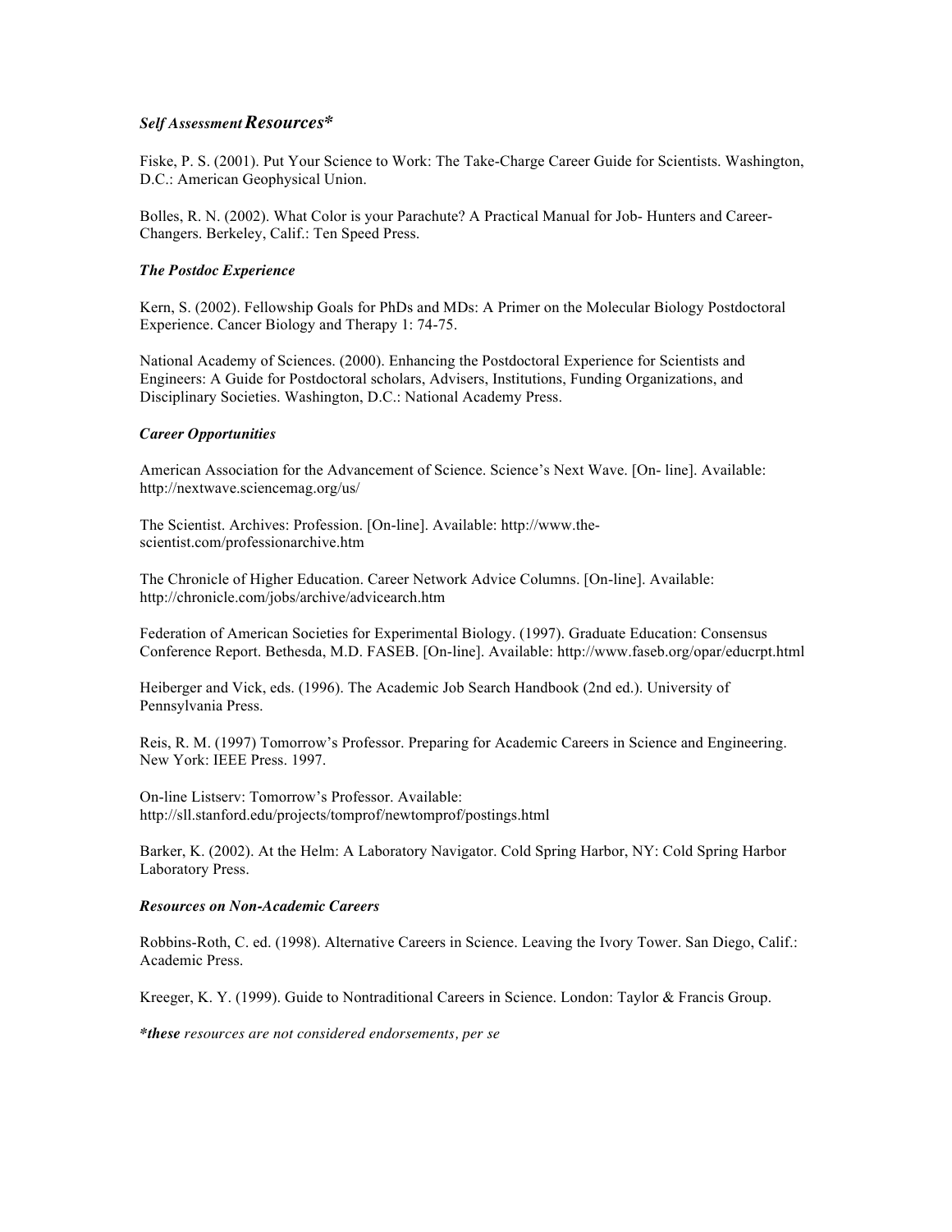### *Self Assessment Resources**

Fiske, P. S. (2001). Put Your Science to Work: The Take-Charge Career Guide for Scientists. Washington, D.C.: American Geophysical Union.

Bolles, R. N. (2002). What Color is your Parachute? A Practical Manual for Job- Hunters and Career-Changers. Berkeley, Calif.: Ten Speed Press.

### *The Postdoc Experience*

Kern, S. (2002). Fellowship Goals for PhDs and MDs: A Primer on the Molecular Biology Postdoctoral Experience. Cancer Biology and Therapy 1: 74-75.

National Academy of Sciences. (2000). Enhancing the Postdoctoral Experience for Scientists and Engineers: A Guide for Postdoctoral scholars, Advisers, Institutions, Funding Organizations, and Disciplinary Societies. Washington, D.C.: National Academy Press.

### *Career Opportunities*

American Association for the Advancement of Science. Science's Next Wave. [On- line]. Available: http://nextwave.sciencemag.org/us/

The Scientist. Archives: Profession. [On-line]. Available: http://www.the-scientist.com/professionarchive.htm

The Chronicle of Higher Education. Career Network Advice Columns. [On-line]. Available: http://chronicle.com/jobs/archive/advicearch.htm

Federation of American Societies for Experimental Biology. (1997). Graduate Education: Consensus Conference Report. Bethesda, M.D. FASEB. [On-line]. Available: http://www.faseb.org/opar/educrpt.html

Heiberger and Vick, eds. (1996). The Academic Job Search Handbook (2nd ed.). University of Pennsylvania Press.

Reis, R. M. (1997) Tomorrow's Professor. Preparing for Academic Careers in Science and Engineering. New York: IEEE Press. 1997.

On-line Listserv: Tomorrow's Professor. Available: http://sll.stanford.edu/projects/tomprof/newtomprof/postings.html

Barker, K. (2002). At the Helm: A Laboratory Navigator. Cold Spring Harbor, NY: Cold Spring Harbor Laboratory Press.

### *Resources on Non-Academic Careers*

Robbins-Roth, C. ed. (1998). Alternative Careers in Science. Leaving the Ivory Tower. San Diego, Calif.: Academic Press.

Kreeger, K. Y. (1999). Guide to Nontraditional Careers in Science. London: Taylor & Francis Group.

****these** resources are not considered endorsements, per se*